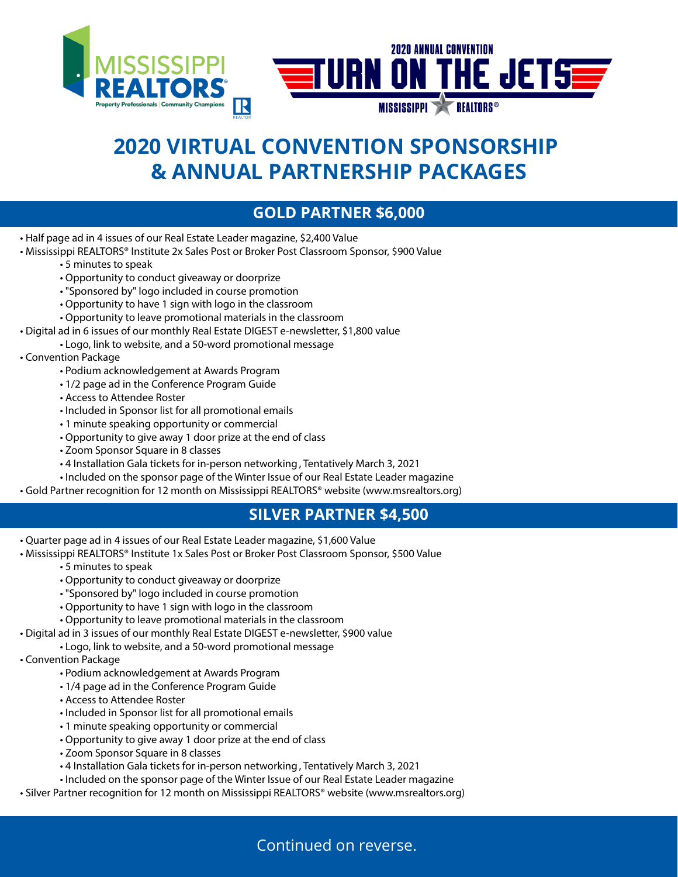MISSISSIPPI REALTORS®
Property Professionals | Community Champions

2020 ANNUAL CONVENTION
TURN ON THE JETS
MISSISSIPPI REALTORS®

# 2020 VIRTUAL CONVENTION SPONSORSHIP & ANNUAL PARTNERSHIP PACKAGES

## GOLD PARTNER $6,000

- Half page ad in 4 issues of our Real Estate Leader magazine, $2,400 Value
- Mississippi REALTORS® Institute 2x Sales Post or Broker Post Classroom Sponsor, $900 Value
  - 5 minutes to speak
  - Opportunity to conduct giveaway or doorprize
  - "Sponsored by" logo included in course promotion
  - Opportunity to have 1 sign with logo in the classroom
  - Opportunity to leave promotional materials in the classroom
- Digital ad in 6 issues of our monthly Real Estate DIGEST e-newsletter, $1,800 value
  - Logo, link to website, and a 50-word promotional message
- Convention Package
  - Podium acknowledgement at Awards Program
  - 1/2 page ad in the Conference Program Guide
  - Access to Attendee Roster
  - Included in Sponsor list for all promotional emails
  - 1 minute speaking opportunity or commercial
  - Opportunity to give away 1 door prize at the end of class
  - Zoom Sponsor Square in 8 classes
  - 4 Installation Gala tickets for in-person networking , Tentatively March 3, 2021
  - Included on the sponsor page of the Winter Issue of our Real Estate Leader magazine
- Gold Partner recognition for 12 month on Mississippi REALTORS® website (www.msrealtors.org)

## SILVER PARTNER $4,500

- Quarter page ad in 4 issues of our Real Estate Leader magazine, $1,600 Value
- Mississippi REALTORS® Institute 1x Sales Post or Broker Post Classroom Sponsor, $500 Value
  - 5 minutes to speak
  - Opportunity to conduct giveaway or doorprize
  - "Sponsored by" logo included in course promotion
  - Opportunity to have 1 sign with logo in the classroom
  - Opportunity to leave promotional materials in the classroom
- Digital ad in 3 issues of our monthly Real Estate DIGEST e-newsletter, $900 value
  - Logo, link to website, and a 50-word promotional message
- Convention Package
  - Podium acknowledgement at Awards Program
  - 1/4 page ad in the Conference Program Guide
  - Access to Attendee Roster
  - Included in Sponsor list for all promotional emails
  - 1 minute speaking opportunity or commercial
  - Opportunity to give away 1 door prize at the end of class
  - Zoom Sponsor Square in 8 classes
  - 4 Installation Gala tickets for in-person networking , Tentatively March 3, 2021
  - Included on the sponsor page of the Winter Issue of our Real Estate Leader magazine
- Silver Partner recognition for 12 month on Mississippi REALTORS® website (www.msrealtors.org)

Continued on reverse.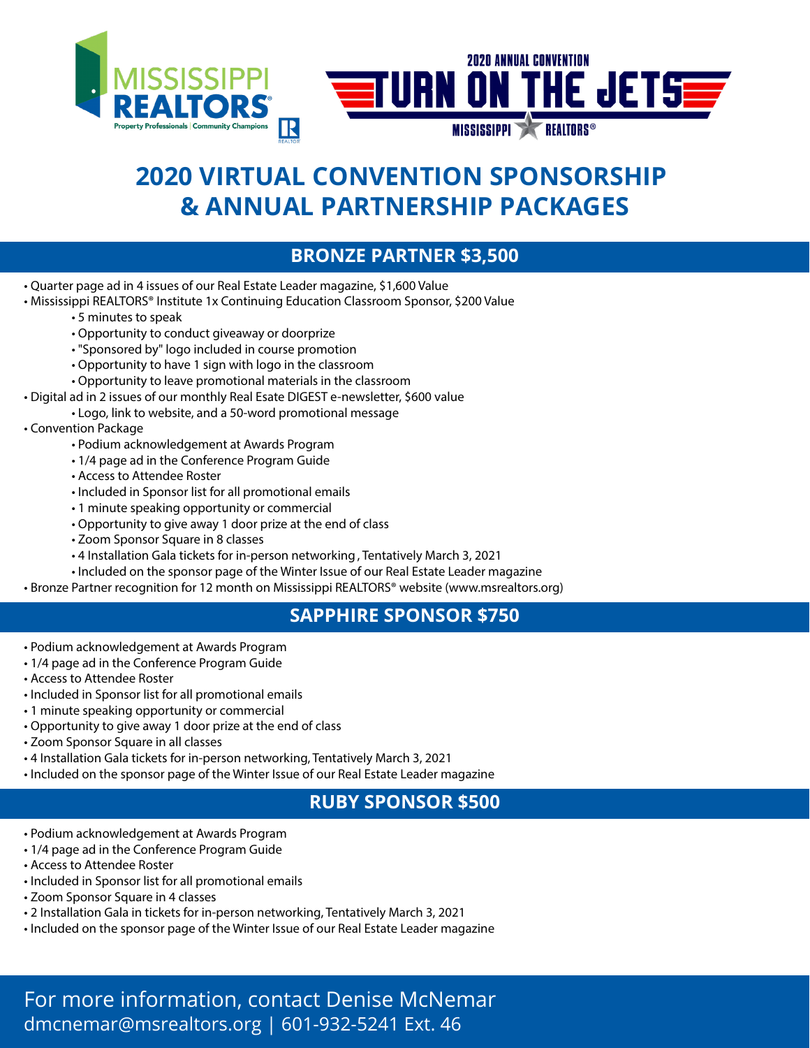MISSISSIPPI REALTORS®

Property Professionals | Community Champions

2020 ANNUAL CONVENTION

TURN ON THE JETS

MISSISSIPPI REALTORS®

# 2020 VIRTUAL CONVENTION SPONSORSHIP & ANNUAL PARTNERSHIP PACKAGES

## BRONZE PARTNER $3,500

- Quarter page ad in 4 issues of our Real Estate Leader magazine, $1,600 Value
- Mississippi REALTORS® Institute 1x Continuing Education Classroom Sponsor, $200 Value
  - 5 minutes to speak
  - Opportunity to conduct giveaway or doorprize
  - "Sponsored by" logo included in course promotion
  - Opportunity to have 1 sign with logo in the classroom
  - Opportunity to leave promotional materials in the classroom
- Digital ad in 2 issues of our monthly Real Esate DIGEST e-newsletter, $600 value
  - Logo, link to website, and a 50-word promotional message
- Convention Package
  - Podium acknowledgement at Awards Program
  - 1/4 page ad in the Conference Program Guide
  - Access to Attendee Roster
  - Included in Sponsor list for all promotional emails
  - 1 minute speaking opportunity or commercial
  - Opportunity to give away 1 door prize at the end of class
  - Zoom Sponsor Square in 8 classes
  - 4 Installation Gala tickets for in-person networking , Tentatively March 3, 2021
  - Included on the sponsor page of the Winter Issue of our Real Estate Leader magazine
- Bronze Partner recognition for 12 month on Mississippi REALTORS® website (www.msrealtors.org)

## SAPPHIRE SPONSOR $750

- Podium acknowledgement at Awards Program
- 1/4 page ad in the Conference Program Guide
- Access to Attendee Roster
- Included in Sponsor list for all promotional emails
- 1 minute speaking opportunity or commercial
- Opportunity to give away 1 door prize at the end of class
- Zoom Sponsor Square in all classes
- 4 Installation Gala tickets for in-person networking, Tentatively March 3, 2021
- Included on the sponsor page of the Winter Issue of our Real Estate Leader magazine

## RUBY SPONSOR $500

- Podium acknowledgement at Awards Program
- 1/4 page ad in the Conference Program Guide
- Access to Attendee Roster
- Included in Sponsor list for all promotional emails
- Zoom Sponsor Square in 4 classes
- 2 Installation Gala in tickets for in-person networking, Tentatively March 3, 2021
- Included on the sponsor page of the Winter Issue of our Real Estate Leader magazine

For more information, contact Denise McNemar
dmcnemar@msrealtors.org | 601-932-5241 Ext. 46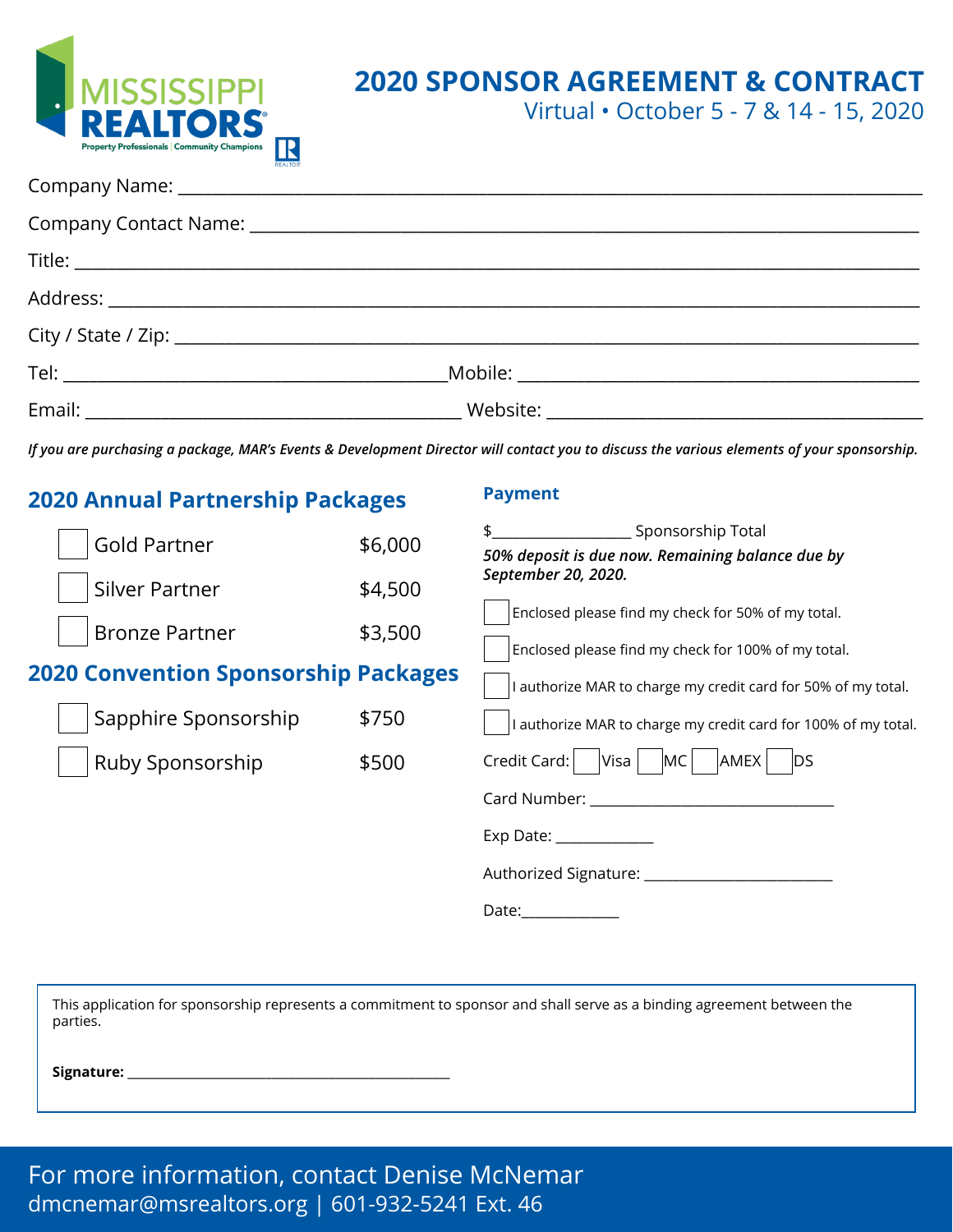MISSISSIPPI REALTORS®
Property Professionals | Community Champions

# 2020 SPONSOR AGREEMENT & CONTRACT

Virtual • October 5 - 7 & 14 - 15, 2020

Company Name: ______________________________________________

Company Contact Name: ______________________________________________

Title: ______________________________________________

Address: ______________________________________________

City / State / Zip: ______________________________________________

Tel: ____________________________ Mobile: ____________________________

Email: ____________________________ Website: ____________________________

*If you are purchasing a package, MAR's Events & Development Director will contact you to discuss the various elements of your sponsorship.*

## 2020 Annual Partnership Packages

- ☐ Gold Partner $6,000
- ☐ Silver Partner $4,500
- ☐ Bronze Partner $3,500

## 2020 Convention Sponsorship Packages

- ☐ Sapphire Sponsorship $750
- ☐ Ruby Sponsorship $500

## Payment

$________________ Sponsorship Total

***50% deposit is due now. Remaining balance due by September 20, 2020.***

- ☐ Enclosed please find my check for 50% of my total.
- ☐ Enclosed please find my check for 100% of my total.
- ☐ I authorize MAR to charge my credit card for 50% of my total.
- ☐ I authorize MAR to charge my credit card for 100% of my total.

Credit Card: ☐ Visa ☐ MC ☐ AMEX ☐ DS

Card Number: ______________________________

Exp Date: ____________

Authorized Signature: ________________________

Date: ____________

This application for sponsorship represents a commitment to sponsor and shall serve as a binding agreement between the parties.

**Signature:** ______________________________________________

For more information, contact Denise McNemar
dmcnemar@msrealtors.org | 601-932-5241 Ext. 46